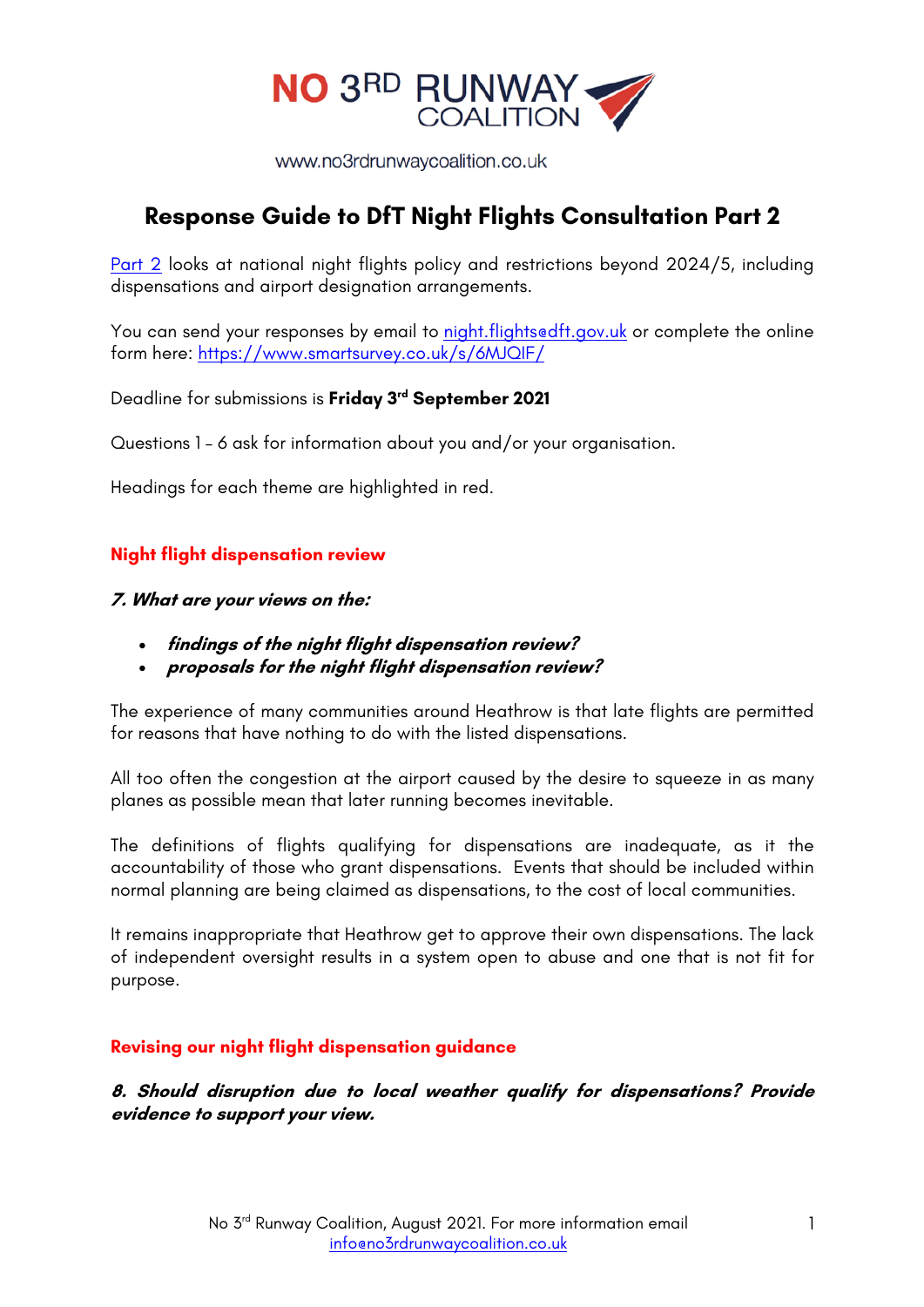NO 3RD RUNWAY COALITION

www.no3rdrunwaycoalition.co.uk

# Response Guide to DfT Night Flights Consultation Part 2

[Part 2](#) looks at national night flights policy and restrictions beyond 2024/5, including dispensations and airport designation arrangements.

You can send your responses by email to night.flights@dft.gov.uk or complete the online form here: https://www.smartsurvey.co.uk/s/6MJQIF/

Deadline for submissions is **Friday 3rd September 2021**

Questions 1 – 6 ask for information about you and/or your organisation.

Headings for each theme are highlighted in red.

## Night flight dispensation review

***7. What are your views on the:***

- ***findings of the night flight dispensation review?***
- ***proposals for the night flight dispensation review?***

The experience of many communities around Heathrow is that late flights are permitted for reasons that have nothing to do with the listed dispensations.

All too often the congestion at the airport caused by the desire to squeeze in as many planes as possible mean that later running becomes inevitable.

The definitions of flights qualifying for dispensations are inadequate, as it the accountability of those who grant dispensations. Events that should be included within normal planning are being claimed as dispensations, to the cost of local communities.

It remains inappropriate that Heathrow get to approve their own dispensations. The lack of independent oversight results in a system open to abuse and one that is not fit for purpose.

## Revising our night flight dispensation guidance

***8. Should disruption due to local weather qualify for dispensations? Provide evidence to support your view.***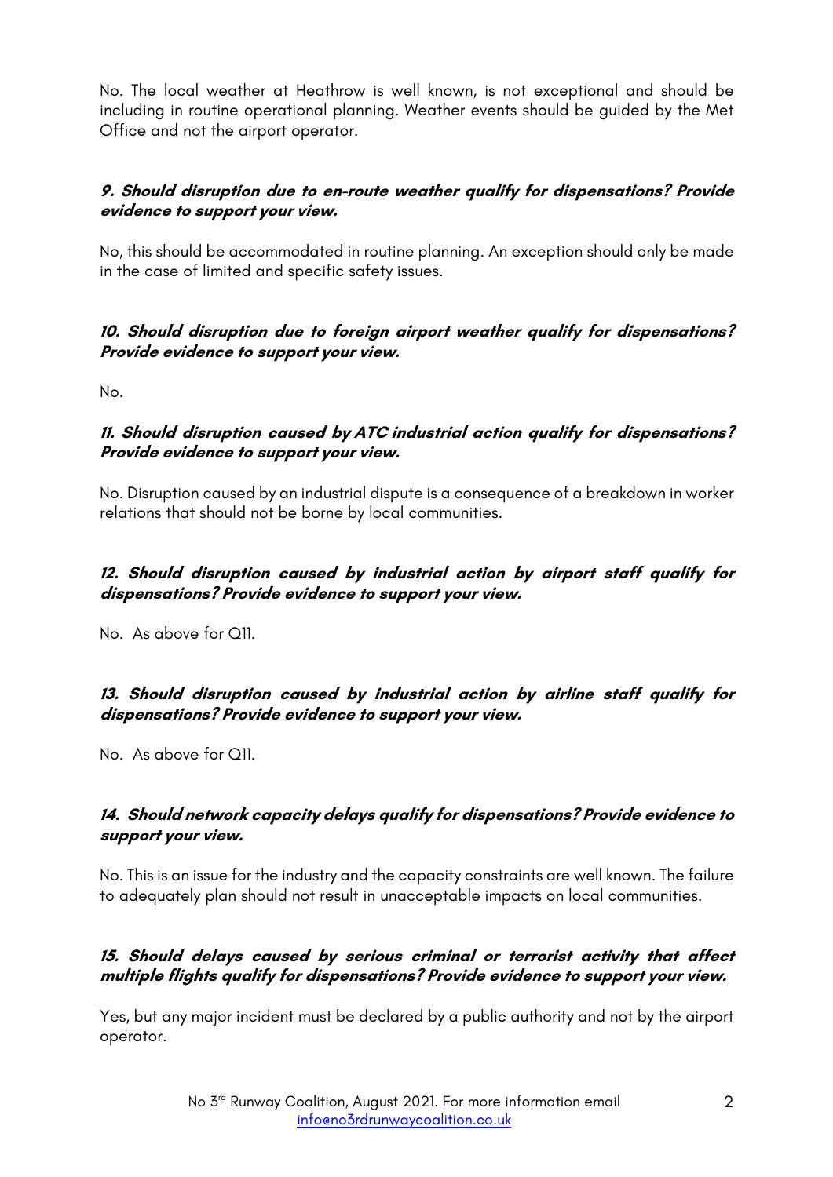No. The local weather at Heathrow is well known, is not exceptional and should be including in routine operational planning. Weather events should be guided by the Met Office and not the airport operator.

***9. Should disruption due to en-route weather qualify for dispensations? Provide evidence to support your view.***

No, this should be accommodated in routine planning. An exception should only be made in the case of limited and specific safety issues.

***10. Should disruption due to foreign airport weather qualify for dispensations? Provide evidence to support your view.***

No.

***11. Should disruption caused by ATC industrial action qualify for dispensations? Provide evidence to support your view.***

No. Disruption caused by an industrial dispute is a consequence of a breakdown in worker relations that should not be borne by local communities.

***12. Should disruption caused by industrial action by airport staff qualify for dispensations? Provide evidence to support your view.***

No. As above for Q11.

***13. Should disruption caused by industrial action by airline staff qualify for dispensations? Provide evidence to support your view.***

No. As above for Q11.

***14. Should network capacity delays qualify for dispensations? Provide evidence to support your view.***

No. This is an issue for the industry and the capacity constraints are well known. The failure to adequately plan should not result in unacceptable impacts on local communities.

***15. Should delays caused by serious criminal or terrorist activity that affect multiple flights qualify for dispensations? Provide evidence to support your view.***

Yes, but any major incident must be declared by a public authority and not by the airport operator.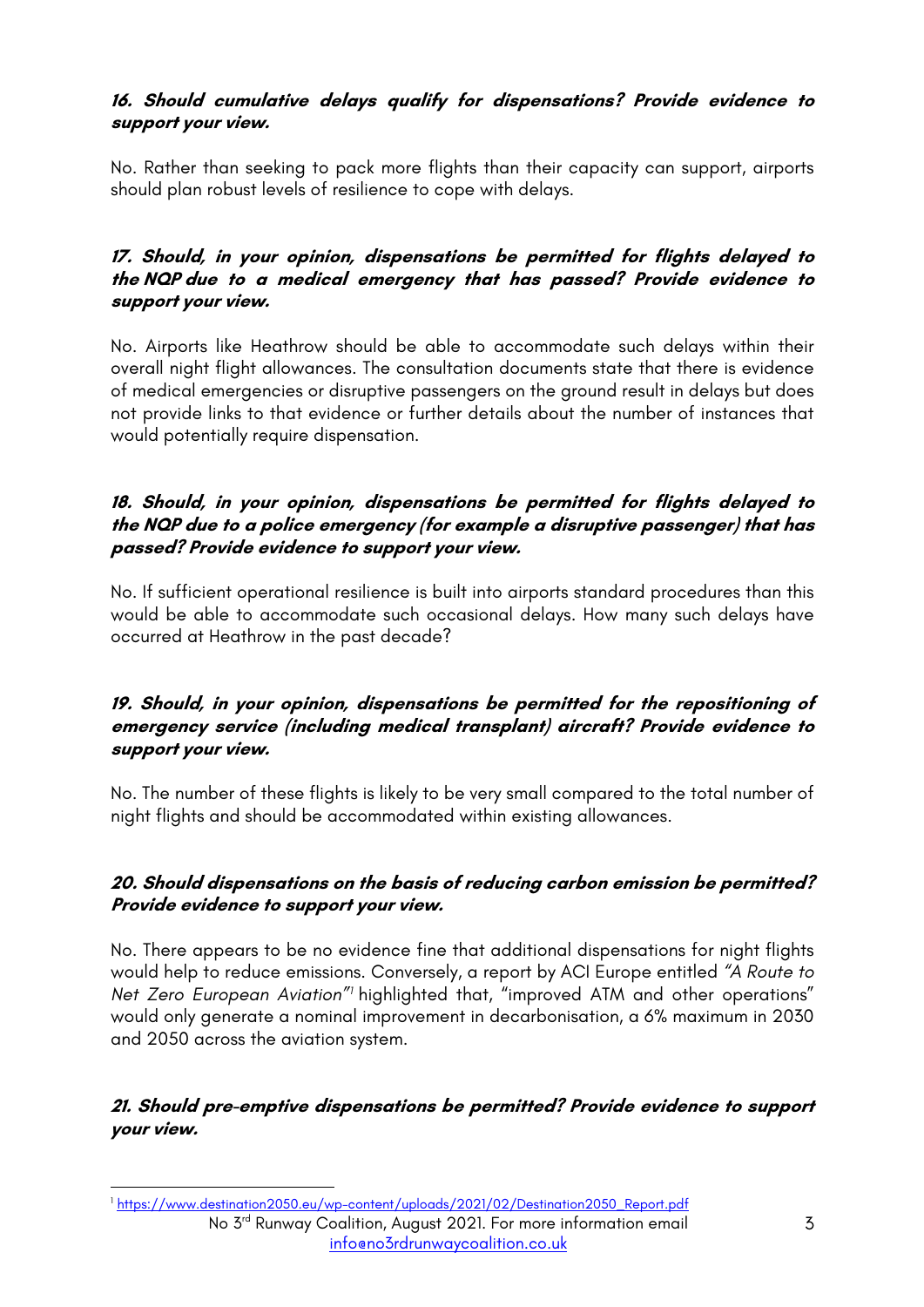**16. Should cumulative delays qualify for dispensations? Provide evidence to support your view.**

No. Rather than seeking to pack more flights than their capacity can support, airports should plan robust levels of resilience to cope with delays.

**17. Should, in your opinion, dispensations be permitted for flights delayed to the NQP due to a medical emergency that has passed? Provide evidence to support your view.**

No. Airports like Heathrow should be able to accommodate such delays within their overall night flight allowances. The consultation documents state that there is evidence of medical emergencies or disruptive passengers on the ground result in delays but does not provide links to that evidence or further details about the number of instances that would potentially require dispensation.

**18. Should, in your opinion, dispensations be permitted for flights delayed to the NQP due to a police emergency (for example a disruptive passenger) that has passed? Provide evidence to support your view.**

No. If sufficient operational resilience is built into airports standard procedures than this would be able to accommodate such occasional delays. How many such delays have occurred at Heathrow in the past decade?

**19. Should, in your opinion, dispensations be permitted for the repositioning of emergency service (including medical transplant) aircraft? Provide evidence to support your view.**

No. The number of these flights is likely to be very small compared to the total number of night flights and should be accommodated within existing allowances.

**20. Should dispensations on the basis of reducing carbon emission be permitted? Provide evidence to support your view.**

No. There appears to be no evidence fine that additional dispensations for night flights would help to reduce emissions. Conversely, a report by ACI Europe entitled *"A Route to Net Zero European Aviation"*[1] highlighted that, "improved ATM and other operations" would only generate a nominal improvement in decarbonisation, a 6% maximum in 2030 and 2050 across the aviation system.

**21. Should pre-emptive dispensations be permitted? Provide evidence to support your view.**

[1] https://www.destination2050.eu/wp-content/uploads/2021/02/Destination2050_Report.pdf

No 3rd Runway Coalition, August 2021. For more information email info@no3rdrunwaycoalition.co.uk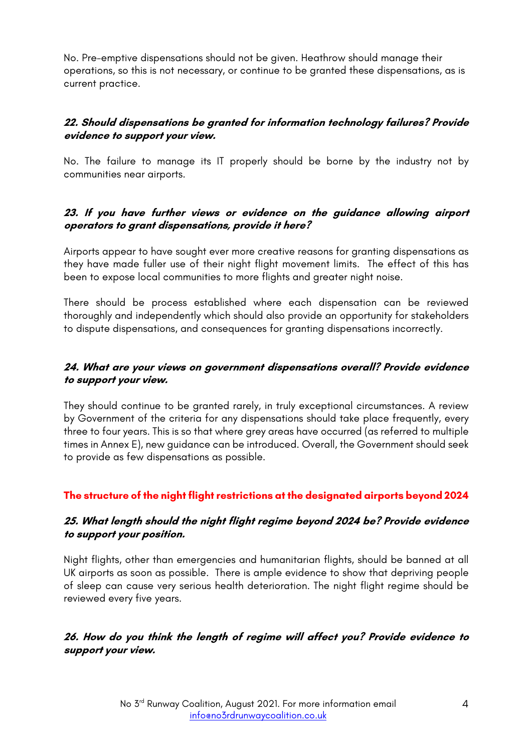No. Pre-emptive dispensations should not be given. Heathrow should manage their operations, so this is not necessary, or continue to be granted these dispensations, as is current practice.

***22. Should dispensations be granted for information technology failures? Provide evidence to support your view.***

No. The failure to manage its IT properly should be borne by the industry not by communities near airports.

***23. If you have further views or evidence on the guidance allowing airport operators to grant dispensations, provide it here?***

Airports appear to have sought ever more creative reasons for granting dispensations as they have made fuller use of their night flight movement limits. The effect of this has been to expose local communities to more flights and greater night noise.

There should be process established where each dispensation can be reviewed thoroughly and independently which should also provide an opportunity for stakeholders to dispute dispensations, and consequences for granting dispensations incorrectly.

***24. What are your views on government dispensations overall? Provide evidence to support your view.***

They should continue to be granted rarely, in truly exceptional circumstances. A review by Government of the criteria for any dispensations should take place frequently, every three to four years. This is so that where grey areas have occurred (as referred to multiple times in Annex E), new guidance can be introduced. Overall, the Government should seek to provide as few dispensations as possible.

## The structure of the night flight restrictions at the designated airports beyond 2024

***25. What length should the night flight regime beyond 2024 be? Provide evidence to support your position.***

Night flights, other than emergencies and humanitarian flights, should be banned at all UK airports as soon as possible. There is ample evidence to show that depriving people of sleep can cause very serious health deterioration. The night flight regime should be reviewed every five years.

***26. How do you think the length of regime will affect you? Provide evidence to support your view.***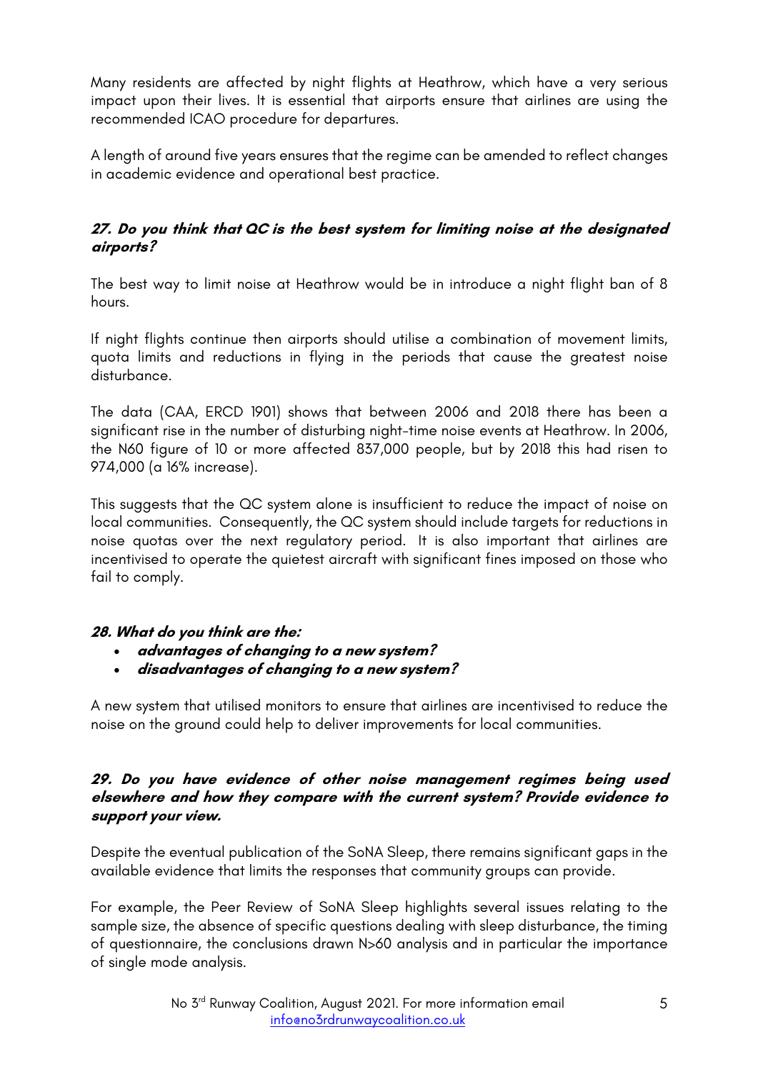Many residents are affected by night flights at Heathrow, which have a very serious impact upon their lives. It is essential that airports ensure that airlines are using the recommended ICAO procedure for departures.

A length of around five years ensures that the regime can be amended to reflect changes in academic evidence and operational best practice.

### *27. Do you think that QC is the best system for limiting noise at the designated airports?*

The best way to limit noise at Heathrow would be in introduce a night flight ban of 8 hours.

If night flights continue then airports should utilise a combination of movement limits, quota limits and reductions in flying in the periods that cause the greatest noise disturbance.

The data (CAA, ERCD 1901) shows that between 2006 and 2018 there has been a significant rise in the number of disturbing night-time noise events at Heathrow. In 2006, the N60 figure of 10 or more affected 837,000 people, but by 2018 this had risen to 974,000 (a 16% increase).

This suggests that the QC system alone is insufficient to reduce the impact of noise on local communities. Consequently, the QC system should include targets for reductions in noise quotas over the next regulatory period. It is also important that airlines are incentivised to operate the quietest aircraft with significant fines imposed on those who fail to comply.

### *28. What do you think are the:*

- ***advantages of changing to a new system?***
- ***disadvantages of changing to a new system?***

A new system that utilised monitors to ensure that airlines are incentivised to reduce the noise on the ground could help to deliver improvements for local communities.

### *29. Do you have evidence of other noise management regimes being used elsewhere and how they compare with the current system? Provide evidence to support your view.*

Despite the eventual publication of the SoNA Sleep, there remains significant gaps in the available evidence that limits the responses that community groups can provide.

For example, the Peer Review of SoNA Sleep highlights several issues relating to the sample size, the absence of specific questions dealing with sleep disturbance, the timing of questionnaire, the conclusions drawn N>60 analysis and in particular the importance of single mode analysis.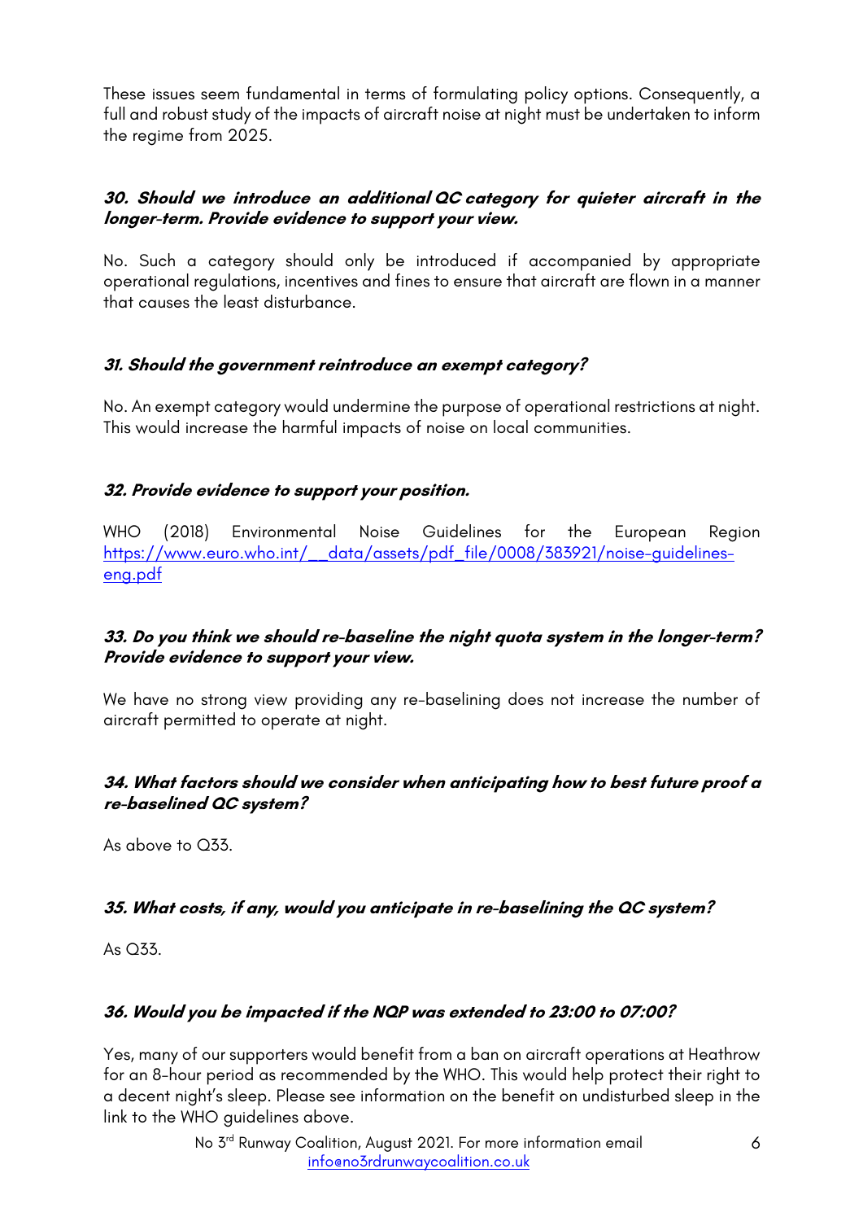These issues seem fundamental in terms of formulating policy options. Consequently, a full and robust study of the impacts of aircraft noise at night must be undertaken to inform the regime from 2025.

***30. Should we introduce an additional QC category for quieter aircraft in the longer-term. Provide evidence to support your view.***

No. Such a category should only be introduced if accompanied by appropriate operational regulations, incentives and fines to ensure that aircraft are flown in a manner that causes the least disturbance.

***31. Should the government reintroduce an exempt category?***

No. An exempt category would undermine the purpose of operational restrictions at night. This would increase the harmful impacts of noise on local communities.

***32. Provide evidence to support your position.***

WHO (2018) Environmental Noise Guidelines for the European Region https://www.euro.who.int/__data/assets/pdf_file/0008/383921/noise-guidelines-eng.pdf

***33. Do you think we should re-baseline the night quota system in the longer-term? Provide evidence to support your view.***

We have no strong view providing any re-baselining does not increase the number of aircraft permitted to operate at night.

***34. What factors should we consider when anticipating how to best future proof a re-baselined QC system?***

As above to Q33.

***35. What costs, if any, would you anticipate in re-baselining the QC system?***

As Q33.

***36. Would you be impacted if the NQP was extended to 23:00 to 07:00?***

Yes, many of our supporters would benefit from a ban on aircraft operations at Heathrow for an 8-hour period as recommended by the WHO. This would help protect their right to a decent night's sleep. Please see information on the benefit on undisturbed sleep in the link to the WHO guidelines above.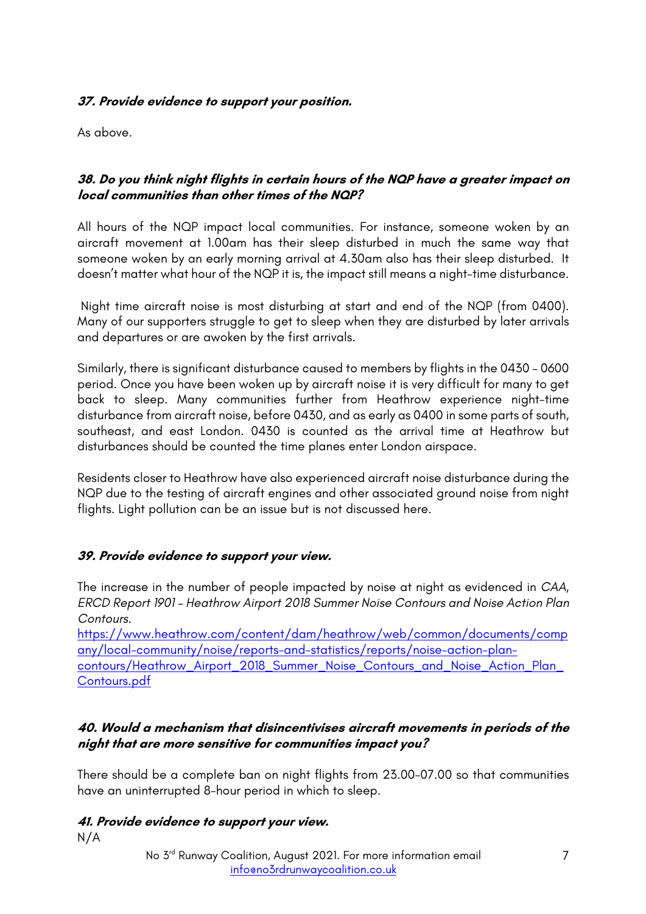### 37. Provide evidence to support your position.

As above.

### 38. Do you think night flights in certain hours of the NQP have a greater impact on local communities than other times of the NQP?

All hours of the NQP impact local communities. For instance, someone woken by an aircraft movement at 1.00am has their sleep disturbed in much the same way that someone woken by an early morning arrival at 4.30am also has their sleep disturbed. It doesn't matter what hour of the NQP it is, the impact still means a night-time disturbance.

Night time aircraft noise is most disturbing at start and end of the NQP (from 0400). Many of our supporters struggle to get to sleep when they are disturbed by later arrivals and departures or are awoken by the first arrivals.

Similarly, there is significant disturbance caused to members by flights in the 0430 – 0600 period. Once you have been woken up by aircraft noise it is very difficult for many to get back to sleep. Many communities further from Heathrow experience night-time disturbance from aircraft noise, before 0430, and as early as 0400 in some parts of south, southeast, and east London. 0430 is counted as the arrival time at Heathrow but disturbances should be counted the time planes enter London airspace.

Residents closer to Heathrow have also experienced aircraft noise disturbance during the NQP due to the testing of aircraft engines and other associated ground noise from night flights. Light pollution can be an issue but is not discussed here.

### 39. Provide evidence to support your view.

The increase in the number of people impacted by noise at night as evidenced in *CAA, ERCD Report 1901 – Heathrow Airport 2018 Summer Noise Contours and Noise Action Plan Contours.*
https://www.heathrow.com/content/dam/heathrow/web/common/documents/company/local-community/noise/reports-and-statistics/reports/noise-action-plan-contours/Heathrow_Airport_2018_Summer_Noise_Contours_and_Noise_Action_Plan_Contours.pdf

### 40. Would a mechanism that disincentivises aircraft movements in periods of the night that are more sensitive for communities impact you?

There should be a complete ban on night flights from 23.00-07.00 so that communities have an uninterrupted 8-hour period in which to sleep.

### 41. Provide evidence to support your view.

N/A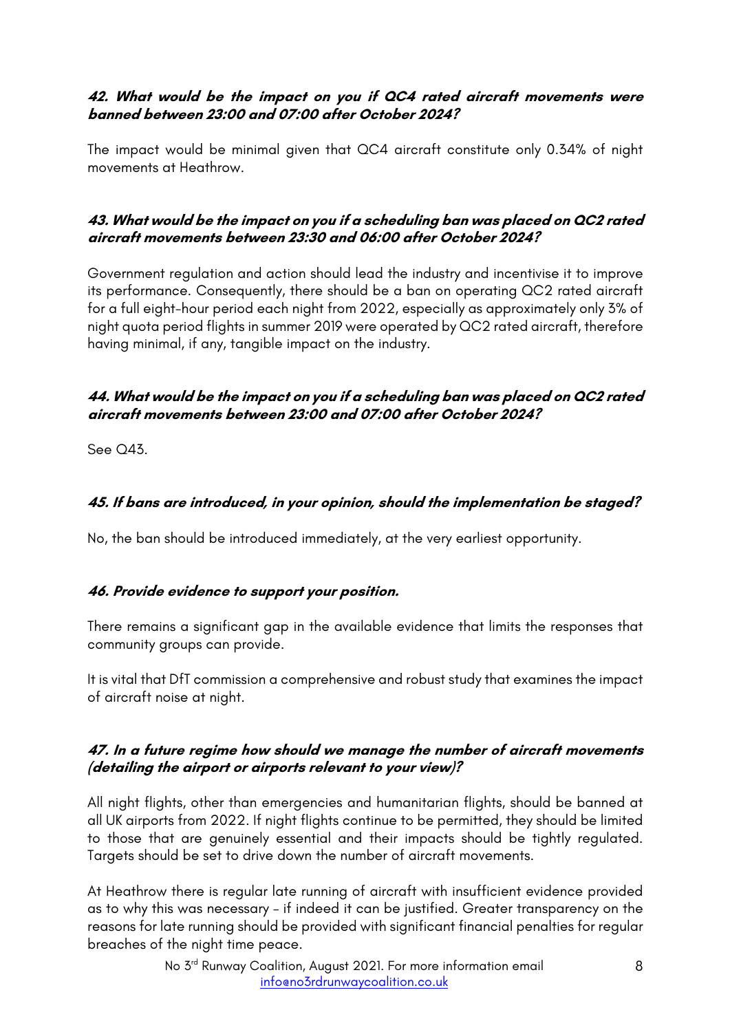**42. What would be the impact on you if QC4 rated aircraft movements were banned between 23:00 and 07:00 after October 2024?**

The impact would be minimal given that QC4 aircraft constitute only 0.34% of night movements at Heathrow.

**43. What would be the impact on you if a scheduling ban was placed on QC2 rated aircraft movements between 23:30 and 06:00 after October 2024?**

Government regulation and action should lead the industry and incentivise it to improve its performance. Consequently, there should be a ban on operating QC2 rated aircraft for a full eight-hour period each night from 2022, especially as approximately only 3% of night quota period flights in summer 2019 were operated by QC2 rated aircraft, therefore having minimal, if any, tangible impact on the industry.

**44. What would be the impact on you if a scheduling ban was placed on QC2 rated aircraft movements between 23:00 and 07:00 after October 2024?**

See Q43.

**45. If bans are introduced, in your opinion, should the implementation be staged?**

No, the ban should be introduced immediately, at the very earliest opportunity.

**46. Provide evidence to support your position.**

There remains a significant gap in the available evidence that limits the responses that community groups can provide.

It is vital that DfT commission a comprehensive and robust study that examines the impact of aircraft noise at night.

**47. In a future regime how should we manage the number of aircraft movements (detailing the airport or airports relevant to your view)?**

All night flights, other than emergencies and humanitarian flights, should be banned at all UK airports from 2022. If night flights continue to be permitted, they should be limited to those that are genuinely essential and their impacts should be tightly regulated. Targets should be set to drive down the number of aircraft movements.

At Heathrow there is regular late running of aircraft with insufficient evidence provided as to why this was necessary – if indeed it can be justified. Greater transparency on the reasons for late running should be provided with significant financial penalties for regular breaches of the night time peace.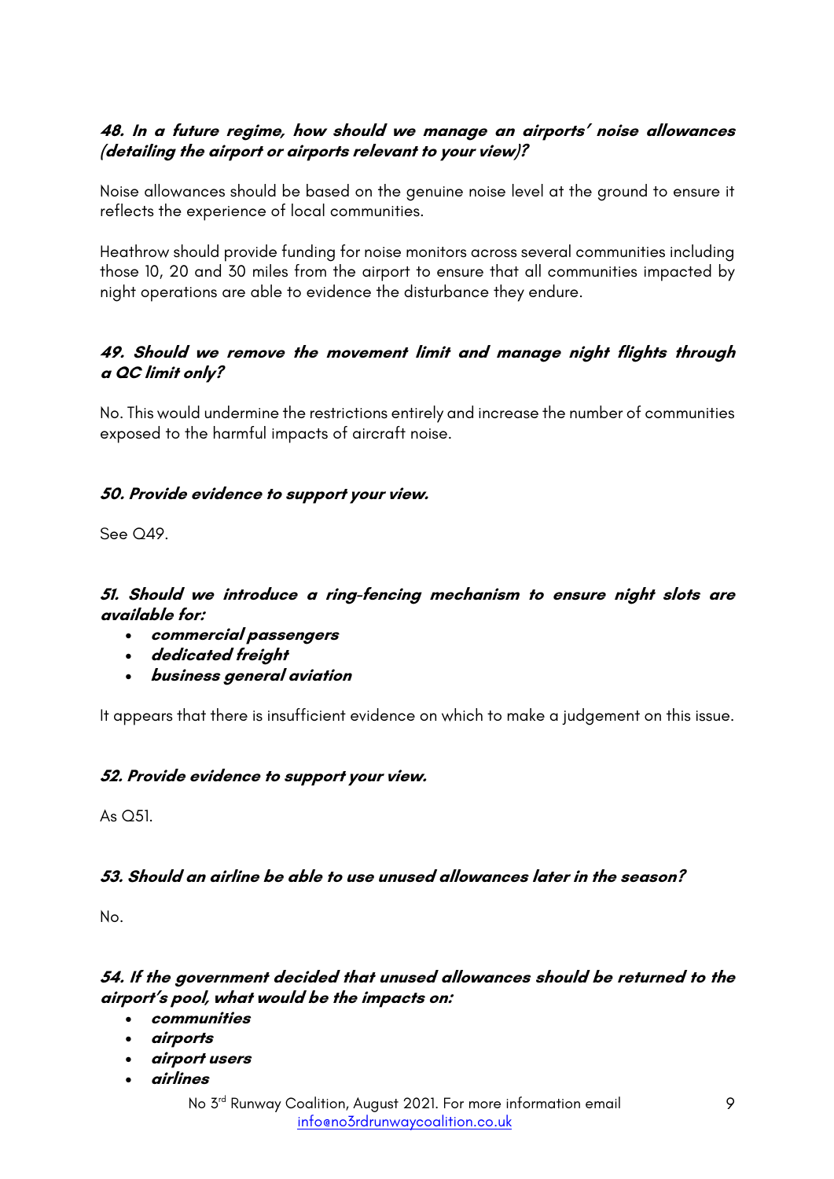#### *48. In a future regime, how should we manage an airports' noise allowances (detailing the airport or airports relevant to your view)?*

Noise allowances should be based on the genuine noise level at the ground to ensure it reflects the experience of local communities.

Heathrow should provide funding for noise monitors across several communities including those 10, 20 and 30 miles from the airport to ensure that all communities impacted by night operations are able to evidence the disturbance they endure.

#### *49. Should we remove the movement limit and manage night flights through a QC limit only?*

No. This would undermine the restrictions entirely and increase the number of communities exposed to the harmful impacts of aircraft noise.

#### *50. Provide evidence to support your view.*

See Q49.

#### *51. Should we introduce a ring-fencing mechanism to ensure night slots are available for:*

- ***commercial passengers***
- ***dedicated freight***
- ***business general aviation***

It appears that there is insufficient evidence on which to make a judgement on this issue.

#### *52. Provide evidence to support your view.*

As Q51.

#### *53. Should an airline be able to use unused allowances later in the season?*

No.

#### *54. If the government decided that unused allowances should be returned to the airport's pool, what would be the impacts on:*

- ***communities***
- ***airports***
- ***airport users***
- ***airlines***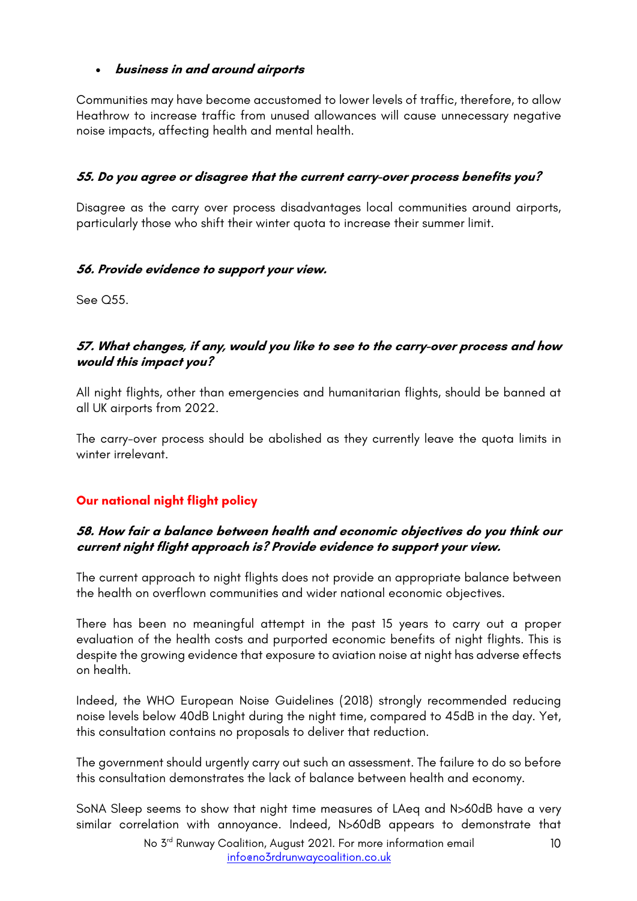- ***business in and around airports***

Communities may have become accustomed to lower levels of traffic, therefore, to allow Heathrow to increase traffic from unused allowances will cause unnecessary negative noise impacts, affecting health and mental health.

***55. Do you agree or disagree that the current carry-over process benefits you?***

Disagree as the carry over process disadvantages local communities around airports, particularly those who shift their winter quota to increase their summer limit.

***56. Provide evidence to support your view.***

See Q55.

***57. What changes, if any, would you like to see to the carry-over process and how would this impact you?***

All night flights, other than emergencies and humanitarian flights, should be banned at all UK airports from 2022.

The carry-over process should be abolished as they currently leave the quota limits in winter irrelevant.

## Our national night flight policy

***58. How fair a balance between health and economic objectives do you think our current night flight approach is? Provide evidence to support your view.***

The current approach to night flights does not provide an appropriate balance between the health on overflown communities and wider national economic objectives.

There has been no meaningful attempt in the past 15 years to carry out a proper evaluation of the health costs and purported economic benefits of night flights. This is despite the growing evidence that exposure to aviation noise at night has adverse effects on health.

Indeed, the WHO European Noise Guidelines (2018) strongly recommended reducing noise levels below 40dB Lnight during the night time, compared to 45dB in the day. Yet, this consultation contains no proposals to deliver that reduction.

The government should urgently carry out such an assessment. The failure to do so before this consultation demonstrates the lack of balance between health and economy.

SoNA Sleep seems to show that night time measures of LAeq and N>60dB have a very similar correlation with annoyance. Indeed, N>60dB appears to demonstrate that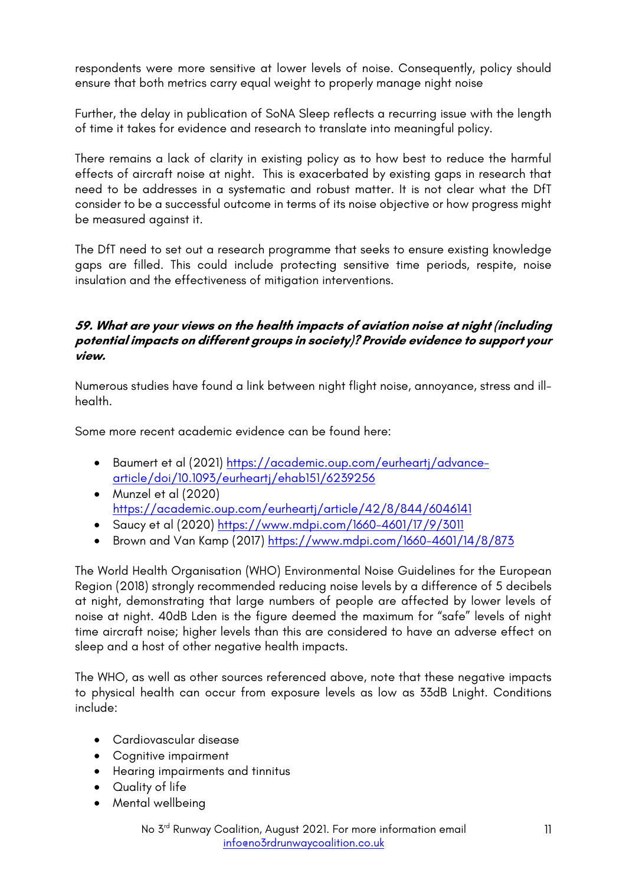respondents were more sensitive at lower levels of noise. Consequently, policy should ensure that both metrics carry equal weight to properly manage night noise

Further, the delay in publication of SoNA Sleep reflects a recurring issue with the length of time it takes for evidence and research to translate into meaningful policy.

There remains a lack of clarity in existing policy as to how best to reduce the harmful effects of aircraft noise at night. This is exacerbated by existing gaps in research that need to be addresses in a systematic and robust matter. It is not clear what the DfT consider to be a successful outcome in terms of its noise objective or how progress might be measured against it.

The DfT need to set out a research programme that seeks to ensure existing knowledge gaps are filled. This could include protecting sensitive time periods, respite, noise insulation and the effectiveness of mitigation interventions.

***59. What are your views on the health impacts of aviation noise at night (including potential impacts on different groups in society)? Provide evidence to support your view.***

Numerous studies have found a link between night flight noise, annoyance, stress and ill-health.

Some more recent academic evidence can be found here:

- Baumert et al (2021) https://academic.oup.com/eurheartj/advance-article/doi/10.1093/eurheartj/ehab151/6239256
- Munzel et al (2020) https://academic.oup.com/eurheartj/article/42/8/844/6046141
- Saucy et al (2020) https://www.mdpi.com/1660-4601/17/9/3011
- Brown and Van Kamp (2017) https://www.mdpi.com/1660-4601/14/8/873

The World Health Organisation (WHO) Environmental Noise Guidelines for the European Region (2018) strongly recommended reducing noise levels by a difference of 5 decibels at night, demonstrating that large numbers of people are affected by lower levels of noise at night. 40dB Lden is the figure deemed the maximum for "safe" levels of night time aircraft noise; higher levels than this are considered to have an adverse effect on sleep and a host of other negative health impacts.

The WHO, as well as other sources referenced above, note that these negative impacts to physical health can occur from exposure levels as low as 33dB Lnight. Conditions include:

- Cardiovascular disease
- Cognitive impairment
- Hearing impairments and tinnitus
- Quality of life
- Mental wellbeing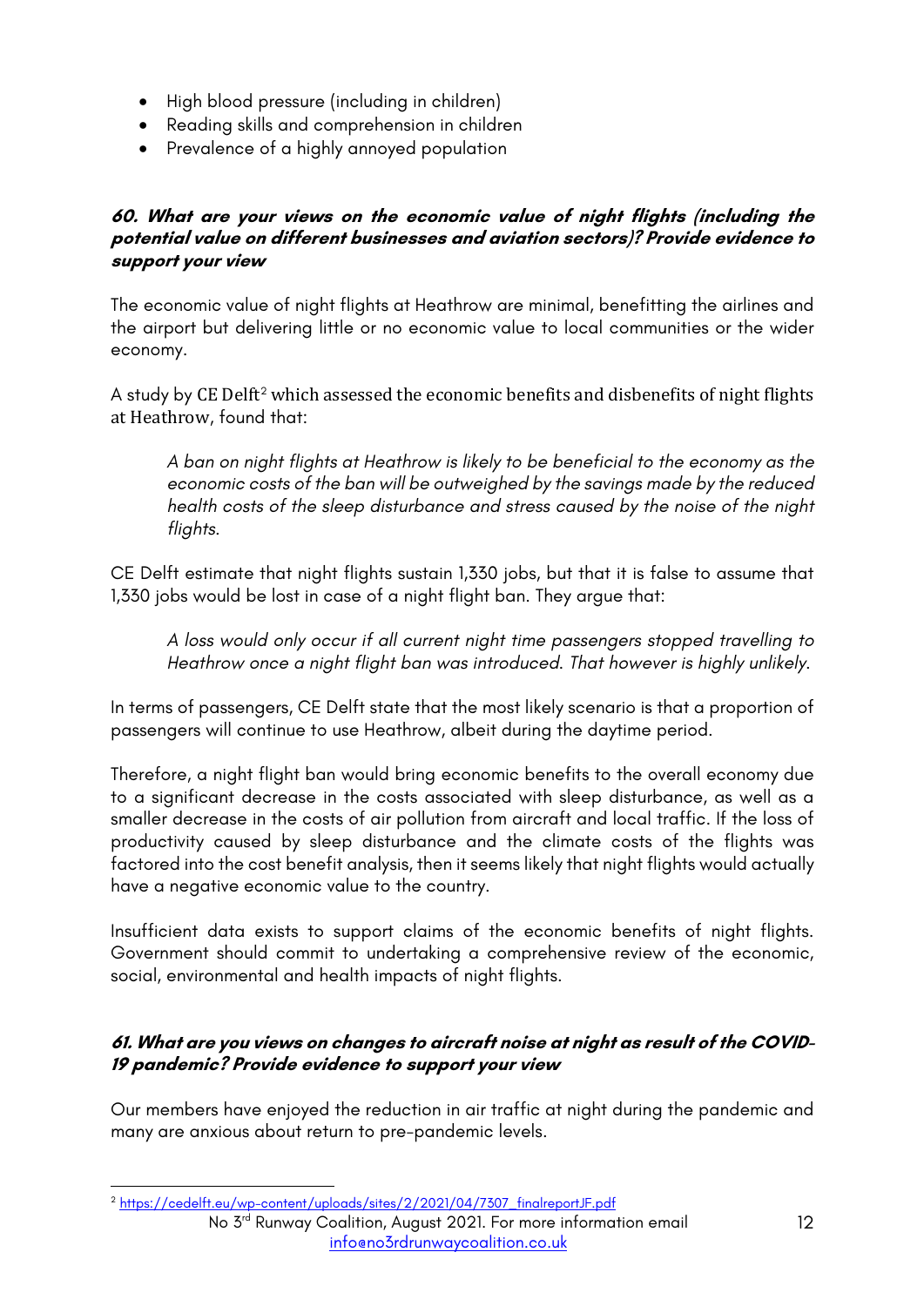- High blood pressure (including in children)
- Reading skills and comprehension in children
- Prevalence of a highly annoyed population

**60. What are your views on the economic value of night flights (including the potential value on different businesses and aviation sectors)? Provide evidence to support your view**

The economic value of night flights at Heathrow are minimal, benefitting the airlines and the airport but delivering little or no economic value to local communities or the wider economy.

A study by CE Delft[2] which assessed the economic benefits and disbenefits of night flights at Heathrow, found that:

> *A ban on night flights at Heathrow is likely to be beneficial to the economy as the economic costs of the ban will be outweighed by the savings made by the reduced health costs of the sleep disturbance and stress caused by the noise of the night flights.*

CE Delft estimate that night flights sustain 1,330 jobs, but that it is false to assume that 1,330 jobs would be lost in case of a night flight ban. They argue that:

> *A loss would only occur if all current night time passengers stopped travelling to Heathrow once a night flight ban was introduced. That however is highly unlikely.*

In terms of passengers, CE Delft state that the most likely scenario is that a proportion of passengers will continue to use Heathrow, albeit during the daytime period.

Therefore, a night flight ban would bring economic benefits to the overall economy due to a significant decrease in the costs associated with sleep disturbance, as well as a smaller decrease in the costs of air pollution from aircraft and local traffic. If the loss of productivity caused by sleep disturbance and the climate costs of the flights was factored into the cost benefit analysis, then it seems likely that night flights would actually have a negative economic value to the country.

Insufficient data exists to support claims of the economic benefits of night flights. Government should commit to undertaking a comprehensive review of the economic, social, environmental and health impacts of night flights.

**61. What are you views on changes to aircraft noise at night as result of the COVID-19 pandemic? Provide evidence to support your view**

Our members have enjoyed the reduction in air traffic at night during the pandemic and many are anxious about return to pre-pandemic levels.

[2] https://cedelft.eu/wp-content/uploads/sites/2/2021/04/7307_finalreportJF.pdf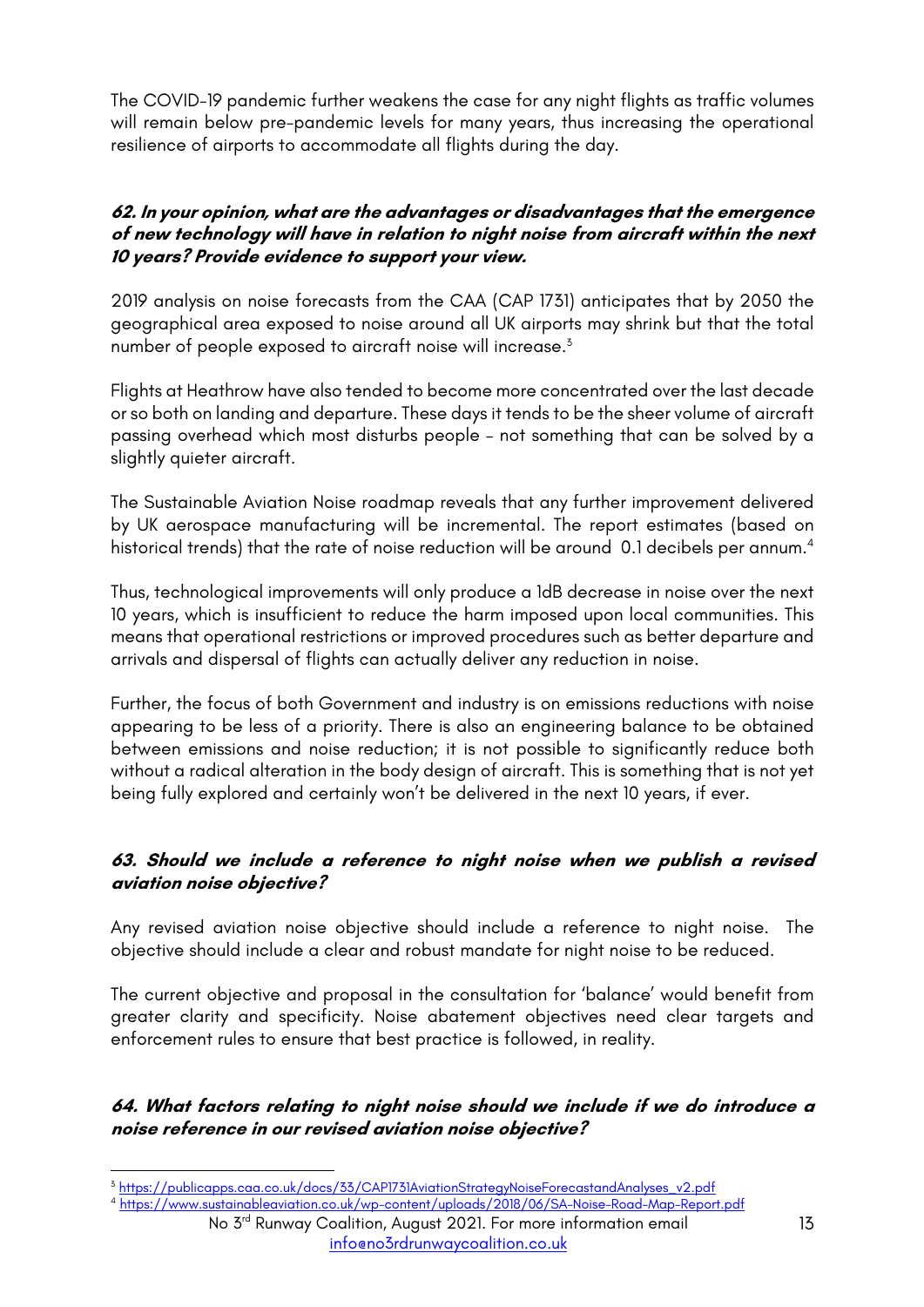The COVID-19 pandemic further weakens the case for any night flights as traffic volumes will remain below pre-pandemic levels for many years, thus increasing the operational resilience of airports to accommodate all flights during the day.

***62. In your opinion, what are the advantages or disadvantages that the emergence of new technology will have in relation to night noise from aircraft within the next 10 years? Provide evidence to support your view.***

2019 analysis on noise forecasts from the CAA (CAP 1731) anticipates that by 2050 the geographical area exposed to noise around all UK airports may shrink but that the total number of people exposed to aircraft noise will increase.[3]

Flights at Heathrow have also tended to become more concentrated over the last decade or so both on landing and departure. These days it tends to be the sheer volume of aircraft passing overhead which most disturbs people - not something that can be solved by a slightly quieter aircraft.

The Sustainable Aviation Noise roadmap reveals that any further improvement delivered by UK aerospace manufacturing will be incremental. The report estimates (based on historical trends) that the rate of noise reduction will be around 0.1 decibels per annum.[4]

Thus, technological improvements will only produce a 1dB decrease in noise over the next 10 years, which is insufficient to reduce the harm imposed upon local communities. This means that operational restrictions or improved procedures such as better departure and arrivals and dispersal of flights can actually deliver any reduction in noise.

Further, the focus of both Government and industry is on emissions reductions with noise appearing to be less of a priority. There is also an engineering balance to be obtained between emissions and noise reduction; it is not possible to significantly reduce both without a radical alteration in the body design of aircraft. This is something that is not yet being fully explored and certainly won't be delivered in the next 10 years, if ever.

***63. Should we include a reference to night noise when we publish a revised aviation noise objective?***

Any revised aviation noise objective should include a reference to night noise. The objective should include a clear and robust mandate for night noise to be reduced.

The current objective and proposal in the consultation for 'balance' would benefit from greater clarity and specificity. Noise abatement objectives need clear targets and enforcement rules to ensure that best practice is followed, in reality.

***64. What factors relating to night noise should we include if we do introduce a noise reference in our revised aviation noise objective?***

---

[3] https://publicapps.caa.co.uk/docs/33/CAP1731AviationStrategyNoiseForecastandAnalyses_v2.pdf

[4] https://www.sustainableaviation.co.uk/wp-content/uploads/2018/06/SA-Noise-Road-Map-Report.pdf

No 3rd Runway Coalition, August 2021. For more information email info@no3rdrunwaycoalition.co.uk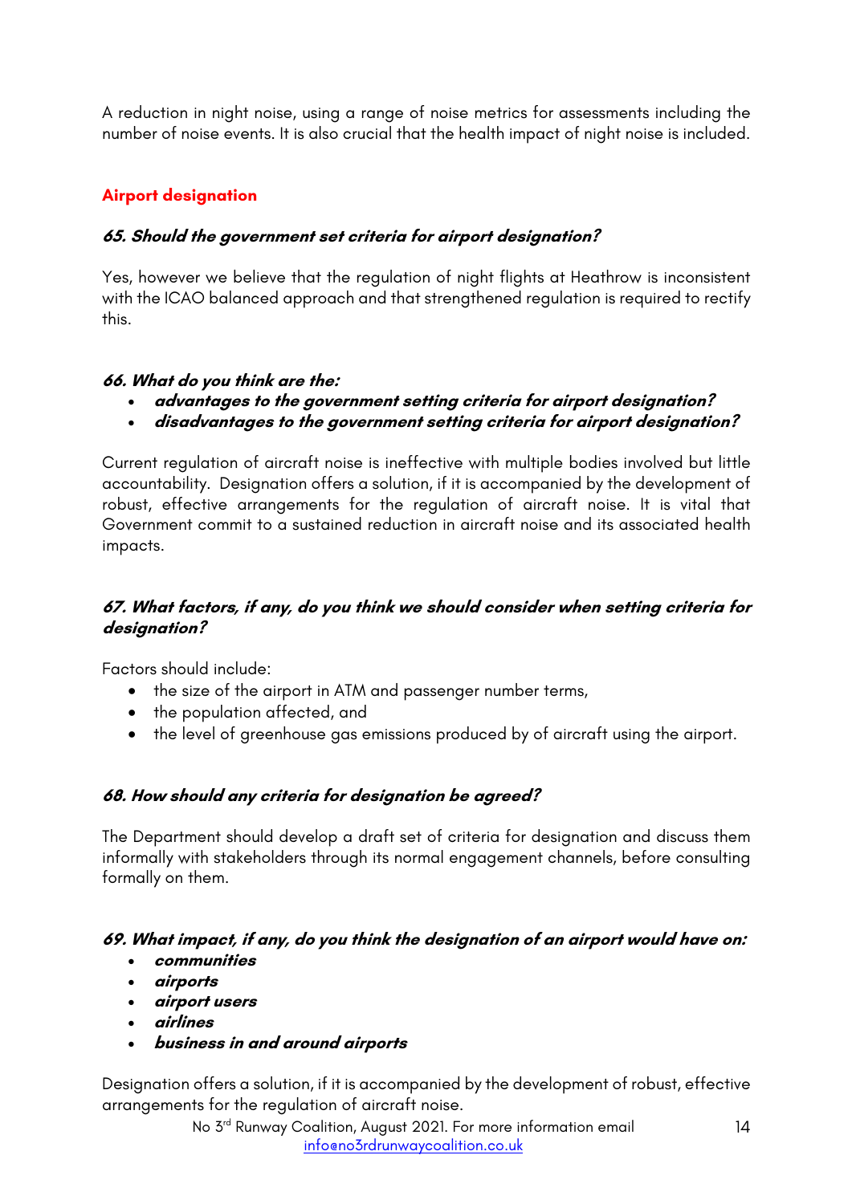A reduction in night noise, using a range of noise metrics for assessments including the number of noise events. It is also crucial that the health impact of night noise is included.

## Airport designation

### *65. Should the government set criteria for airport designation?*

Yes, however we believe that the regulation of night flights at Heathrow is inconsistent with the ICAO balanced approach and that strengthened regulation is required to rectify this.

### *66. What do you think are the:*

- ***advantages to the government setting criteria for airport designation?***
- ***disadvantages to the government setting criteria for airport designation?***

Current regulation of aircraft noise is ineffective with multiple bodies involved but little accountability. Designation offers a solution, if it is accompanied by the development of robust, effective arrangements for the regulation of aircraft noise. It is vital that Government commit to a sustained reduction in aircraft noise and its associated health impacts.

### *67. What factors, if any, do you think we should consider when setting criteria for designation?*

Factors should include:

- the size of the airport in ATM and passenger number terms,
- the population affected, and
- the level of greenhouse gas emissions produced by of aircraft using the airport.

### *68. How should any criteria for designation be agreed?*

The Department should develop a draft set of criteria for designation and discuss them informally with stakeholders through its normal engagement channels, before consulting formally on them.

### *69. What impact, if any, do you think the designation of an airport would have on:*

- ***communities***
- ***airports***
- ***airport users***
- ***airlines***
- ***business in and around airports***

Designation offers a solution, if it is accompanied by the development of robust, effective arrangements for the regulation of aircraft noise.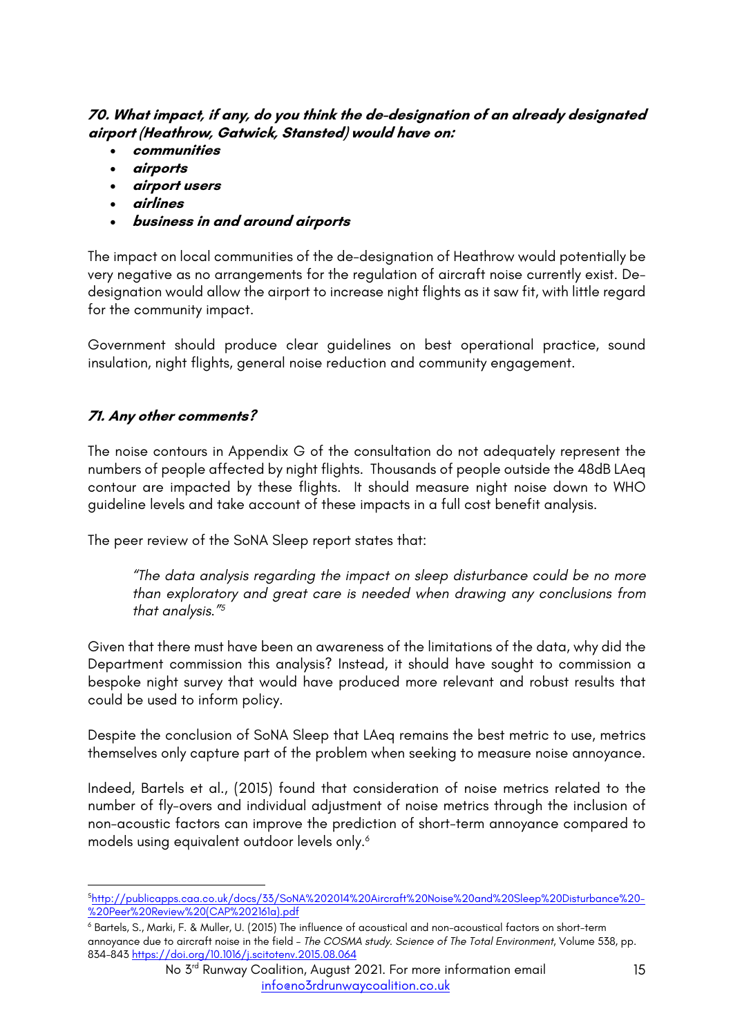***70. What impact, if any, do you think the de-designation of an already designated airport (Heathrow, Gatwick, Stansted) would have on:***

- ***communities***
- ***airports***
- ***airport users***
- ***airlines***
- ***business in and around airports***

The impact on local communities of the de-designation of Heathrow would potentially be very negative as no arrangements for the regulation of aircraft noise currently exist. De-designation would allow the airport to increase night flights as it saw fit, with little regard for the community impact.

Government should produce clear guidelines on best operational practice, sound insulation, night flights, general noise reduction and community engagement.

***71. Any other comments?***

The noise contours in Appendix G of the consultation do not adequately represent the numbers of people affected by night flights. Thousands of people outside the 48dB LAeq contour are impacted by these flights. It should measure night noise down to WHO guideline levels and take account of these impacts in a full cost benefit analysis.

The peer review of the SoNA Sleep report states that:

> *"The data analysis regarding the impact on sleep disturbance could be no more than exploratory and great care is needed when drawing any conclusions from that analysis."*[5]

Given that there must have been an awareness of the limitations of the data, why did the Department commission this analysis? Instead, it should have sought to commission a bespoke night survey that would have produced more relevant and robust results that could be used to inform policy.

Despite the conclusion of SoNA Sleep that LAeq remains the best metric to use, metrics themselves only capture part of the problem when seeking to measure noise annoyance.

Indeed, Bartels et al., (2015) found that consideration of noise metrics related to the number of fly-overs and individual adjustment of noise metrics through the inclusion of non-acoustic factors can improve the prediction of short-term annoyance compared to models using equivalent outdoor levels only.[6]

---

[5] http://publicapps.caa.co.uk/docs/33/SoNA%202014%20Aircraft%20Noise%20and%20Sleep%20Disturbance%20-%20Peer%20Review%20(CAP%202161a).pdf

[6] Bartels, S., Marki, F. & Muller, U. (2015) The influence of acoustical and non-acoustical factors on short-term annoyance due to aircraft noise in the field - *The COSMA study. Science of The Total Environment*, Volume 538, pp. 834-843 https://doi.org/10.1016/j.scitotenv.2015.08.064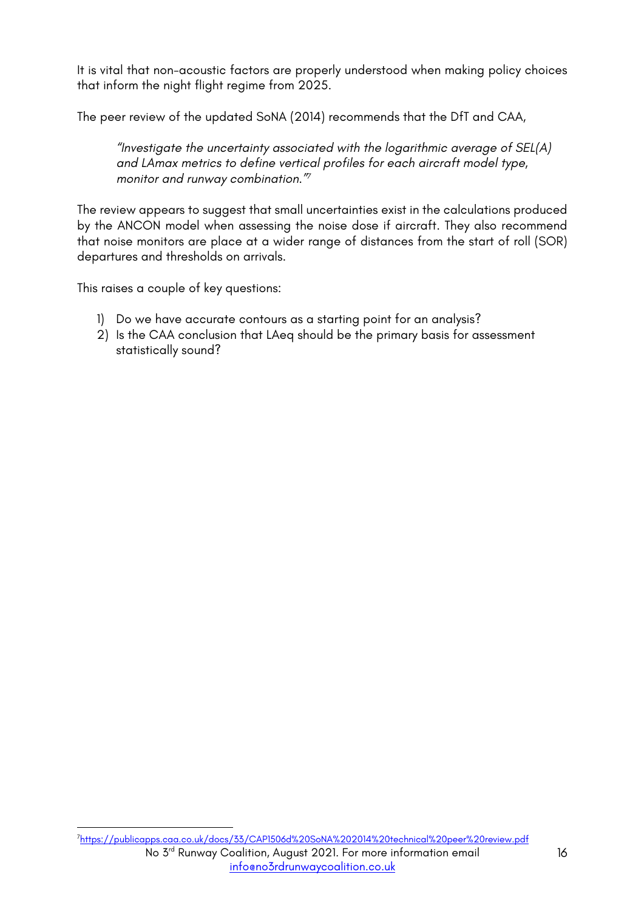It is vital that non-acoustic factors are properly understood when making policy choices that inform the night flight regime from 2025.

The peer review of the updated SoNA (2014) recommends that the DfT and CAA,

> *"Investigate the uncertainty associated with the logarithmic average of SEL(A) and LAmax metrics to define vertical profiles for each aircraft model type, monitor and runway combination."*[7]

The review appears to suggest that small uncertainties exist in the calculations produced by the ANCON model when assessing the noise dose if aircraft. They also recommend that noise monitors are place at a wider range of distances from the start of roll (SOR) departures and thresholds on arrivals.

This raises a couple of key questions:

1) Do we have accurate contours as a starting point for an analysis?
2) Is the CAA conclusion that LAeq should be the primary basis for assessment statistically sound?

[7] https://publicapps.caa.co.uk/docs/33/CAP1506d%20SoNA%202014%20technical%20peer%20review.pdf

No 3rd Runway Coalition, August 2021. For more information email info@no3rdrunwaycoalition.co.uk